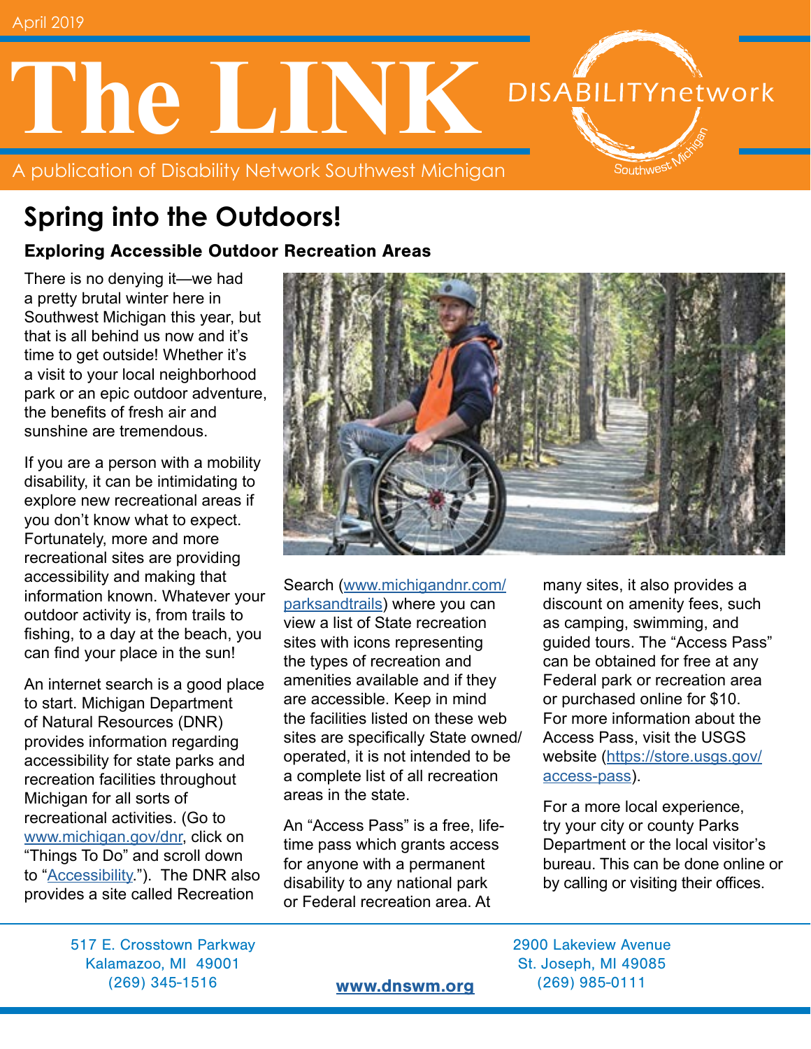April 2019

# The LINK

A publication of Disability Network Southwest Michigan

DISABILITYnetwork Southwest Michigan

## Spring into the Outdoors!

### Exploring Accessible Outdoor Recreation Areas

There is no denying it—we had a pretty brutal winter here in Southwest Michigan this year, but that is all behind us now and it's time to get outside! Whether it's a visit to your local neighborhood park or an epic outdoor adventure, the benefits of fresh air and sunshine are tremendous.

If you are a person with a mobility disability, it can be intimidating to explore new recreational areas if you don't know what to expect. Fortunately, more and more recreational sites are providing accessibility and making that information known. Whatever your outdoor activity is, from trails to fishing, to a day at the beach, you can find your place in the sun!

An internet search is a good place to start. Michigan Department of Natural Resources (DNR) provides information regarding accessibility for state parks and recreation facilities throughout Michigan for all sorts of recreational activities. (Go to www.michigan.gov/dnr, click on "Things To Do" and scroll down to "Accessibility."). The DNR also provides a site called Recreation Search (www.michigandnr.com/parksandtrails) where you can view a list of State recreation sites with icons representing the types of recreation and amenities available and if they are accessible. Keep in mind the facilities listed on these web sites are specifically State owned/operated, it is not intended to be a complete list of all recreation areas in the state.

An "Access Pass" is a free, life-time pass which grants access for anyone with a permanent disability to any national park or Federal recreation area. At many sites, it also provides a discount on amenity fees, such as camping, swimming, and guided tours. The "Access Pass" can be obtained for free at any Federal park or recreation area or purchased online for $10. For more information about the Access Pass, visit the USGS website (https://store.usgs.gov/access-pass).

For a more local experience, try your city or county Parks Department or the local visitor's bureau. This can be done online or by calling or visiting their offices.

517 E. Crosstown Parkway
Kalamazoo, MI 49001
(269) 345-1516

**www.dnswm.org**

2900 Lakeview Avenue
St. Joseph, MI 49085
(269) 985-0111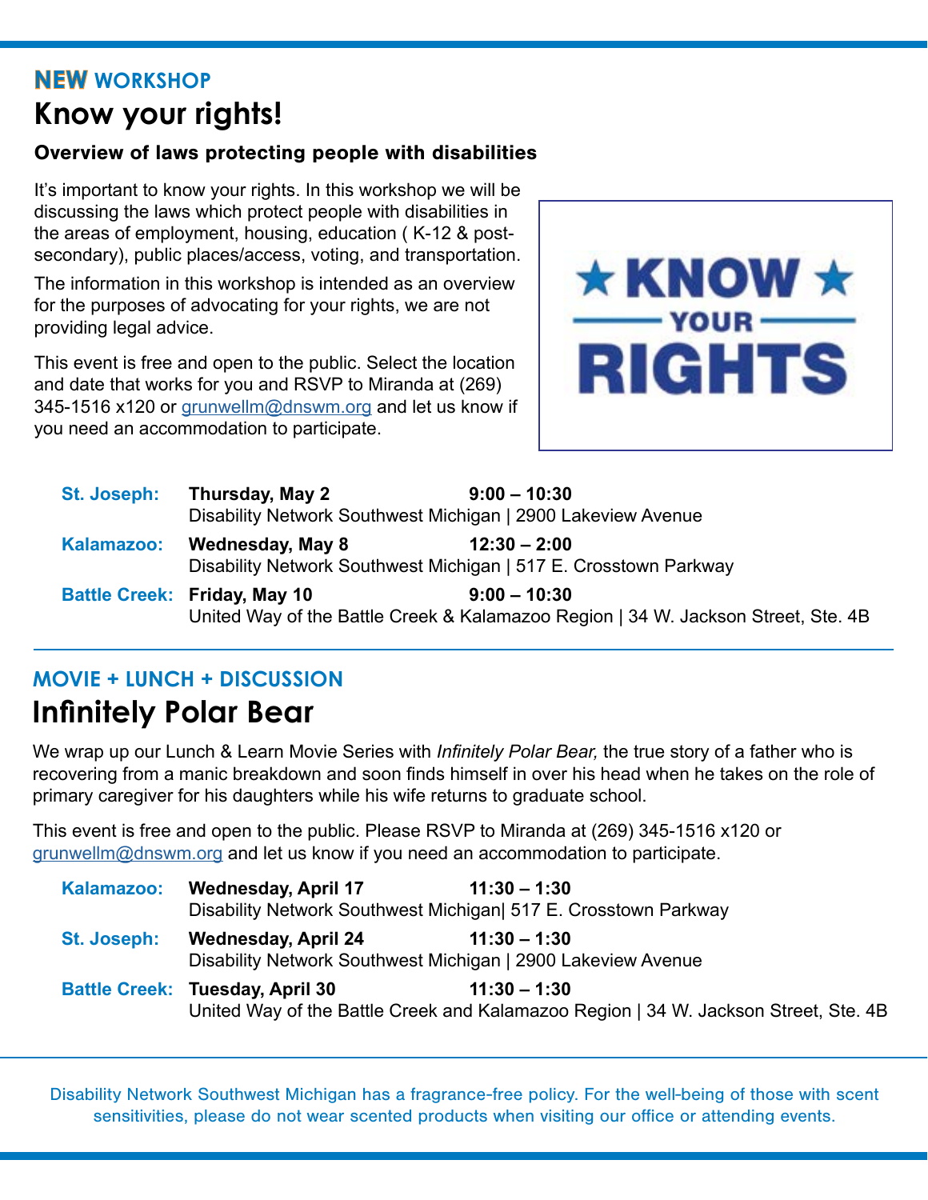**NEW WORKSHOP**

# Know your rights!

### Overview of laws protecting people with disabilities

It's important to know your rights. In this workshop we will be discussing the laws which protect people with disabilities in the areas of employment, housing, education ( K-12 & post-secondary), public places/access, voting, and transportation.

The information in this workshop is intended as an overview for the purposes of advocating for your rights, we are not providing legal advice.

This event is free and open to the public. Select the location and date that works for you and RSVP to Miranda at (269) 345-1516 x120 or grunwellm@dnswm.org and let us know if you need an accommodation to participate.

★ KNOW ★ YOUR RIGHTS

**St. Joseph:** **Thursday, May 2** **9:00 – 10:30**
Disability Network Southwest Michigan | 2900 Lakeview Avenue

**Kalamazoo:** **Wednesday, May 8** **12:30 – 2:00**
Disability Network Southwest Michigan | 517 E. Crosstown Parkway

**Battle Creek:** **Friday, May 10** **9:00 – 10:30**
United Way of the Battle Creek & Kalamazoo Region | 34 W. Jackson Street, Ste. 4B

---

**MOVIE + LUNCH + DISCUSSION**

# Infinitely Polar Bear

We wrap up our Lunch & Learn Movie Series with *Infinitely Polar Bear,* the true story of a father who is recovering from a manic breakdown and soon finds himself in over his head when he takes on the role of primary caregiver for his daughters while his wife returns to graduate school.

This event is free and open to the public. Please RSVP to Miranda at (269) 345-1516 x120 or grunwellm@dnswm.org and let us know if you need an accommodation to participate.

**Kalamazoo:** **Wednesday, April 17** **11:30 – 1:30**
Disability Network Southwest Michigan| 517 E. Crosstown Parkway

**St. Joseph:** **Wednesday, April 24** **11:30 – 1:30**
Disability Network Southwest Michigan | 2900 Lakeview Avenue

**Battle Creek:** **Tuesday, April 30** **11:30 – 1:30**
United Way of the Battle Creek and Kalamazoo Region | 34 W. Jackson Street, Ste. 4B

---

Disability Network Southwest Michigan has a fragrance-free policy. For the well-being of those with scent sensitivities, please do not wear scented products when visiting our office or attending events.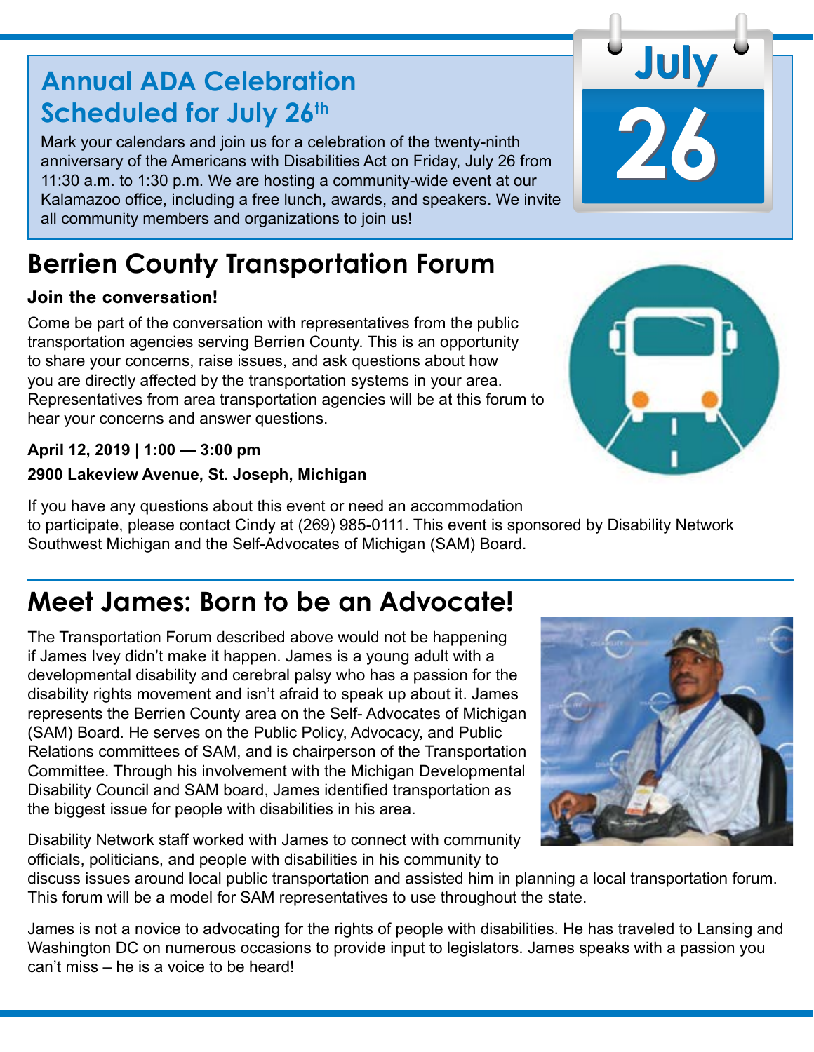## Annual ADA Celebration Scheduled for July 26th

Mark your calendars and join us for a celebration of the twenty-ninth anniversary of the Americans with Disabilities Act on Friday, July 26 from 11:30 a.m. to 1:30 p.m. We are hosting a community-wide event at our Kalamazoo office, including a free lunch, awards, and speakers. We invite all community members and organizations to join us!

July

26

## Berrien County Transportation Forum

**Join the conversation!**

Come be part of the conversation with representatives from the public transportation agencies serving Berrien County. This is an opportunity to share your concerns, raise issues, and ask questions about how you are directly affected by the transportation systems in your area. Representatives from area transportation agencies will be at this forum to hear your concerns and answer questions.

**April 12, 2019 | 1:00 — 3:00 pm**

**2900 Lakeview Avenue, St. Joseph, Michigan**

If you have any questions about this event or need an accommodation to participate, please contact Cindy at (269) 985-0111. This event is sponsored by Disability Network Southwest Michigan and the Self-Advocates of Michigan (SAM) Board.

## Meet James: Born to be an Advocate!

The Transportation Forum described above would not be happening if James Ivey didn't make it happen. James is a young adult with a developmental disability and cerebral palsy who has a passion for the disability rights movement and isn't afraid to speak up about it. James represents the Berrien County area on the Self- Advocates of Michigan (SAM) Board. He serves on the Public Policy, Advocacy, and Public Relations committees of SAM, and is chairperson of the Transportation Committee. Through his involvement with the Michigan Developmental Disability Council and SAM board, James identified transportation as the biggest issue for people with disabilities in his area.

Disability Network staff worked with James to connect with community officials, politicians, and people with disabilities in his community to discuss issues around local public transportation and assisted him in planning a local transportation forum. This forum will be a model for SAM representatives to use throughout the state.

James is not a novice to advocating for the rights of people with disabilities. He has traveled to Lansing and Washington DC on numerous occasions to provide input to legislators. James speaks with a passion you can't miss – he is a voice to be heard!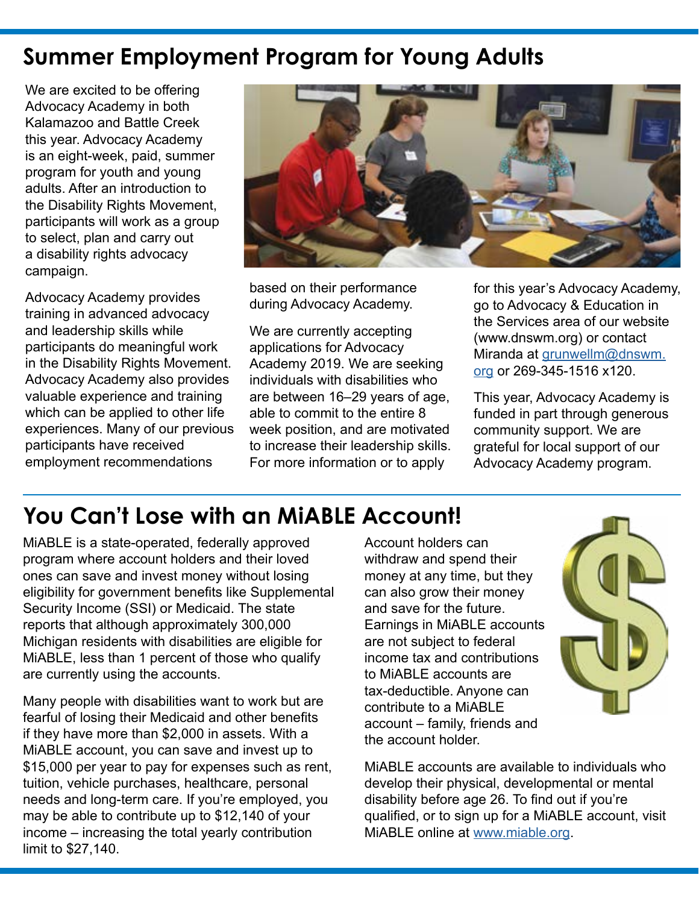## Summer Employment Program for Young Adults

We are excited to be offering Advocacy Academy in both Kalamazoo and Battle Creek this year. Advocacy Academy is an eight-week, paid, summer program for youth and young adults. After an introduction to the Disability Rights Movement, participants will work as a group to select, plan and carry out a disability rights advocacy campaign.

Advocacy Academy provides training in advanced advocacy and leadership skills while participants do meaningful work in the Disability Rights Movement. Advocacy Academy also provides valuable experience and training which can be applied to other life experiences. Many of our previous participants have received employment recommendations based on their performance during Advocacy Academy.

We are currently accepting applications for Advocacy Academy 2019. We are seeking individuals with disabilities who are between 16–29 years of age, able to commit to the entire 8 week position, and are motivated to increase their leadership skills. For more information or to apply for this year's Advocacy Academy, go to Advocacy & Education in the Services area of our website (www.dnswm.org) or contact Miranda at grunwellm@dnswm.org or 269-345-1516 x120.

This year, Advocacy Academy is funded in part through generous community support. We are grateful for local support of our Advocacy Academy program.

## You Can't Lose with an MiABLE Account!

MiABLE is a state-operated, federally approved program where account holders and their loved ones can save and invest money without losing eligibility for government benefits like Supplemental Security Income (SSI) or Medicaid. The state reports that although approximately 300,000 Michigan residents with disabilities are eligible for MiABLE, less than 1 percent of those who qualify are currently using the accounts.

Many people with disabilities want to work but are fearful of losing their Medicaid and other benefits if they have more than $2,000 in assets. With a MiABLE account, you can save and invest up to $15,000 per year to pay for expenses such as rent, tuition, vehicle purchases, healthcare, personal needs and long-term care. If you're employed, you may be able to contribute up to $12,140 of your income – increasing the total yearly contribution limit to $27,140.

Account holders can withdraw and spend their money at any time, but they can also grow their money and save for the future. Earnings in MiABLE accounts are not subject to federal income tax and contributions to MiABLE accounts are tax-deductible. Anyone can contribute to a MiABLE account – family, friends and the account holder.

MiABLE accounts are available to individuals who develop their physical, developmental or mental disability before age 26. To find out if you're qualified, or to sign up for a MiABLE account, visit MiABLE online at www.miable.org.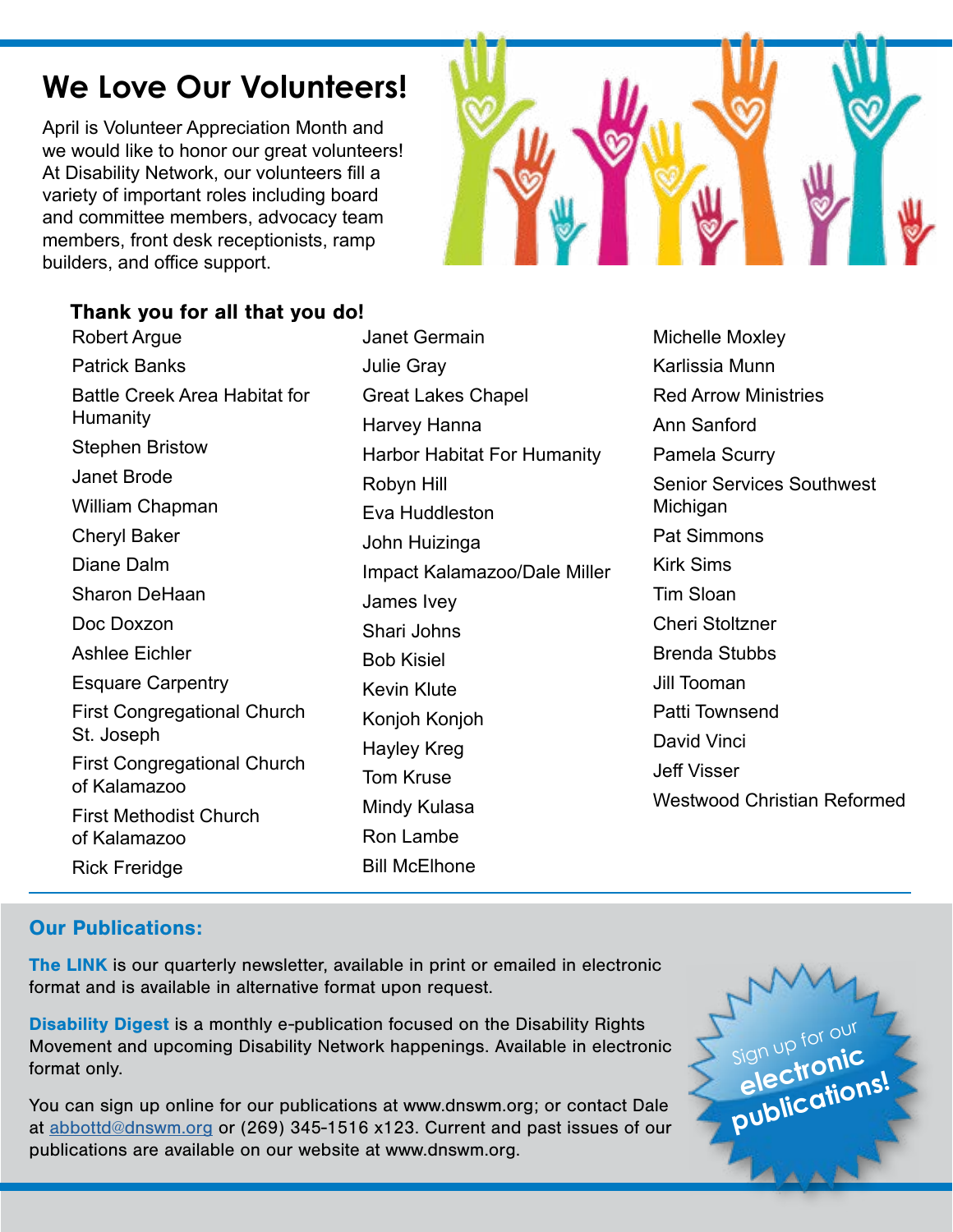# We Love Our Volunteers!

April is Volunteer Appreciation Month and we would like to honor our great volunteers! At Disability Network, our volunteers fill a variety of important roles including board and committee members, advocacy team members, front desk receptionists, ramp builders, and office support.

**Thank you for all that you do!**

Robert Argue
Patrick Banks
Battle Creek Area Habitat for Humanity
Stephen Bristow
Janet Brode
William Chapman
Cheryl Baker
Diane Dalm
Sharon DeHaan
Doc Doxzon
Ashlee Eichler
Esquare Carpentry
First Congregational Church St. Joseph
First Congregational Church of Kalamazoo
First Methodist Church of Kalamazoo
Rick Freridge
Janet Germain
Julie Gray
Great Lakes Chapel
Harvey Hanna
Harbor Habitat For Humanity
Robyn Hill
Eva Huddleston
John Huizinga
Impact Kalamazoo/Dale Miller
James Ivey
Shari Johns
Bob Kisiel
Kevin Klute
Konjoh Konjoh
Hayley Kreg
Tom Kruse
Mindy Kulasa
Ron Lambe
Bill McElhone
Michelle Moxley
Karlissia Munn
Red Arrow Ministries
Ann Sanford
Pamela Scurry
Senior Services Southwest Michigan
Pat Simmons
Kirk Sims
Tim Sloan
Cheri Stoltzner
Brenda Stubbs
Jill Tooman
Patti Townsend
David Vinci
Jeff Visser
Westwood Christian Reformed

## Our Publications:

**The LINK** is our quarterly newsletter, available in print or emailed in electronic format and is available in alternative format upon request.

**Disability Digest** is a monthly e-publication focused on the Disability Rights Movement and upcoming Disability Network happenings. Available in electronic format only.

You can sign up online for our publications at www.dnswm.org; or contact Dale at abbottd@dnswm.org or (269) 345-1516 x123. Current and past issues of our publications are available on our website at www.dnswm.org.

Sign up for our **electronic publications!**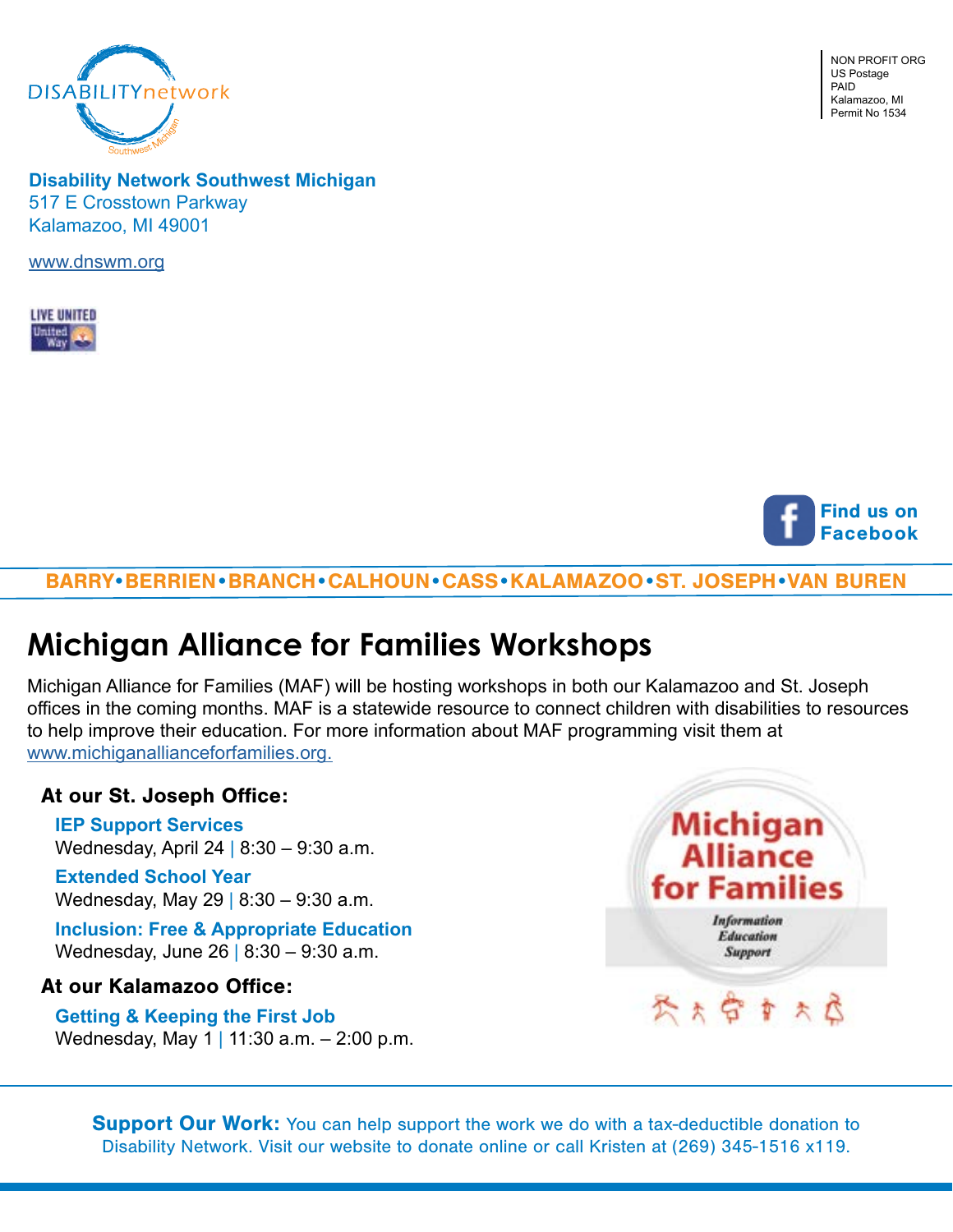DISABILITYnetwork Southwest Michigan

NON PROFIT ORG
US Postage
PAID
Kalamazoo, MI
Permit No 1534

**Disability Network Southwest Michigan**
517 E Crosstown Parkway
Kalamazoo, MI 49001

www.dnswm.org

LIVE UNITED United Way

Find us on Facebook

**BARRY • BERRIEN • BRANCH • CALHOUN • CASS • KALAMAZOO • ST. JOSEPH • VAN BUREN**

# Michigan Alliance for Families Workshops

Michigan Alliance for Families (MAF) will be hosting workshops in both our Kalamazoo and St. Joseph offices in the coming months. MAF is a statewide resource to connect children with disabilities to resources to help improve their education. For more information about MAF programming visit them at www.michiganallianceforfamilies.org.

### At our St. Joseph Office:

**IEP Support Services**
Wednesday, April 24 | 8:30 – 9:30 a.m.

**Extended School Year**
Wednesday, May 29 | 8:30 – 9:30 a.m.

**Inclusion: Free & Appropriate Education**
Wednesday, June 26 | 8:30 – 9:30 a.m.

### At our Kalamazoo Office:

**Getting & Keeping the First Job**
Wednesday, May 1 | 11:30 a.m. – 2:00 p.m.

Michigan Alliance for Families
*Information*
*Education*
*Support*

**Support Our Work:** You can help support the work we do with a tax-deductible donation to Disability Network. Visit our website to donate online or call Kristen at (269) 345-1516 x119.